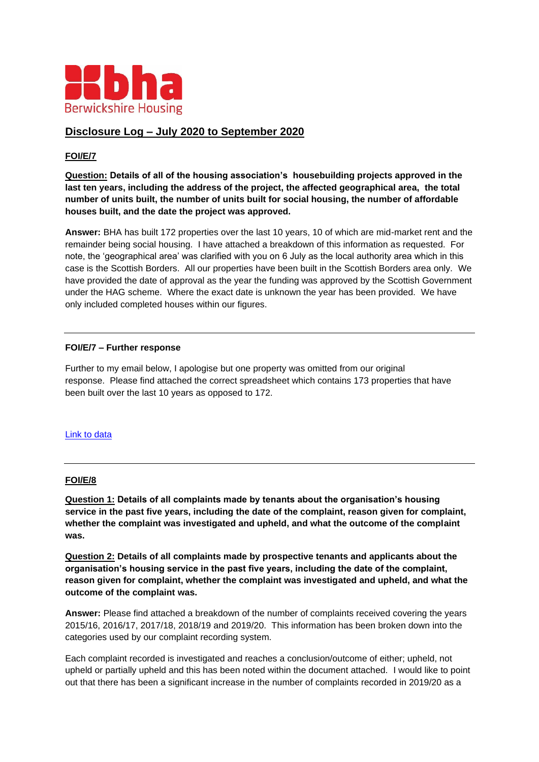bha
Berwickshire Housing

## Disclosure Log – July 2020 to September 2020

### FOI/E/7

**Question: Details of all of the housing association's housebuilding projects approved in the last ten years, including the address of the project, the affected geographical area, the total number of units built, the number of units built for social housing, the number of affordable houses built, and the date the project was approved.**

**Answer:** BHA has built 172 properties over the last 10 years, 10 of which are mid-market rent and the remainder being social housing. I have attached a breakdown of this information as requested. For note, the 'geographical area' was clarified with you on 6 July as the local authority area which in this case is the Scottish Borders. All our properties have been built in the Scottish Borders area only. We have provided the date of approval as the year the funding was approved by the Scottish Government under the HAG scheme. Where the exact date is unknown the year has been provided. We have only included completed houses within our figures.

---

**FOI/E/7 – Further response**

Further to my email below, I apologise but one property was omitted from our original response. Please find attached the correct spreadsheet which contains 173 properties that have been built over the last 10 years as opposed to 172.

Link to data

---

### FOI/E/8

**Question 1: Details of all complaints made by tenants about the organisation's housing service in the past five years, including the date of the complaint, reason given for complaint, whether the complaint was investigated and upheld, and what the outcome of the complaint was.**

**Question 2: Details of all complaints made by prospective tenants and applicants about the organisation's housing service in the past five years, including the date of the complaint, reason given for complaint, whether the complaint was investigated and upheld, and what the outcome of the complaint was.**

**Answer:** Please find attached a breakdown of the number of complaints received covering the years 2015/16, 2016/17, 2017/18, 2018/19 and 2019/20. This information has been broken down into the categories used by our complaint recording system.

Each complaint recorded is investigated and reaches a conclusion/outcome of either; upheld, not upheld or partially upheld and this has been noted within the document attached. I would like to point out that there has been a significant increase in the number of complaints recorded in 2019/20 as a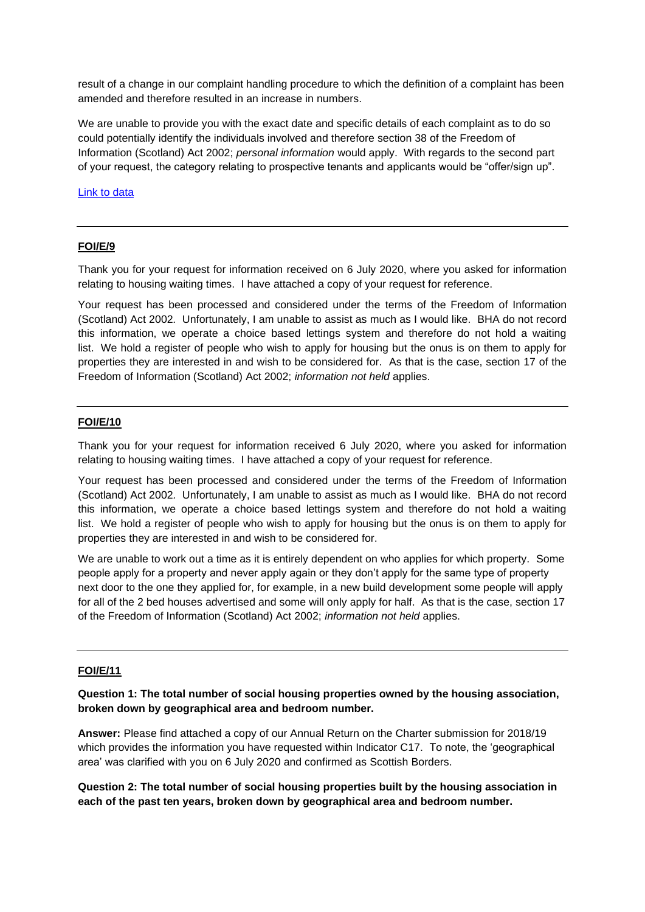result of a change in our complaint handling procedure to which the definition of a complaint has been amended and therefore resulted in an increase in numbers.

We are unable to provide you with the exact date and specific details of each complaint as to do so could potentially identify the individuals involved and therefore section 38 of the Freedom of Information (Scotland) Act 2002; *personal information* would apply. With regards to the second part of your request, the category relating to prospective tenants and applicants would be "offer/sign up".

[Link to data]

---

**FOI/E/9**

Thank you for your request for information received on 6 July 2020, where you asked for information relating to housing waiting times. I have attached a copy of your request for reference.

Your request has been processed and considered under the terms of the Freedom of Information (Scotland) Act 2002. Unfortunately, I am unable to assist as much as I would like. BHA do not record this information, we operate a choice based lettings system and therefore do not hold a waiting list. We hold a register of people who wish to apply for housing but the onus is on them to apply for properties they are interested in and wish to be considered for. As that is the case, section 17 of the Freedom of Information (Scotland) Act 2002; *information not held* applies.

---

**FOI/E/10**

Thank you for your request for information received 6 July 2020, where you asked for information relating to housing waiting times. I have attached a copy of your request for reference.

Your request has been processed and considered under the terms of the Freedom of Information (Scotland) Act 2002. Unfortunately, I am unable to assist as much as I would like. BHA do not record this information, we operate a choice based lettings system and therefore do not hold a waiting list. We hold a register of people who wish to apply for housing but the onus is on them to apply for properties they are interested in and wish to be considered for.

We are unable to work out a time as it is entirely dependent on who applies for which property. Some people apply for a property and never apply again or they don't apply for the same type of property next door to the one they applied for, for example, in a new build development some people will apply for all of the 2 bed houses advertised and some will only apply for half. As that is the case, section 17 of the Freedom of Information (Scotland) Act 2002; *information not held* applies.

---

**FOI/E/11**

**Question 1: The total number of social housing properties owned by the housing association, broken down by geographical area and bedroom number.**

**Answer:** Please find attached a copy of our Annual Return on the Charter submission for 2018/19 which provides the information you have requested within Indicator C17. To note, the 'geographical area' was clarified with you on 6 July 2020 and confirmed as Scottish Borders.

**Question 2: The total number of social housing properties built by the housing association in each of the past ten years, broken down by geographical area and bedroom number.**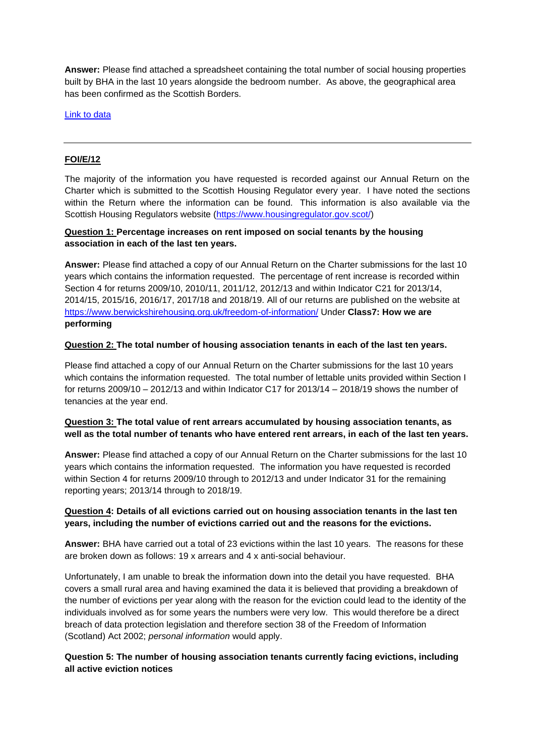**Answer:** Please find attached a spreadsheet containing the total number of social housing properties built by BHA in the last 10 years alongside the bedroom number. As above, the geographical area has been confirmed as the Scottish Borders.

[Link to data]()

---

## FOI/E/12

The majority of the information you have requested is recorded against our Annual Return on the Charter which is submitted to the Scottish Housing Regulator every year. I have noted the sections within the Return where the information can be found. This information is also available via the Scottish Housing Regulators website ([https://www.housingregulator.gov.scot/](https://www.housingregulator.gov.scot/))

**Question 1: Percentage increases on rent imposed on social tenants by the housing association in each of the last ten years.**

**Answer:** Please find attached a copy of our Annual Return on the Charter submissions for the last 10 years which contains the information requested. The percentage of rent increase is recorded within Section 4 for returns 2009/10, 2010/11, 2011/12, 2012/13 and within Indicator C21 for 2013/14, 2014/15, 2015/16, 2016/17, 2017/18 and 2018/19. All of our returns are published on the website at [https://www.berwickshirehousing.org.uk/freedom-of-information/](https://www.berwickshirehousing.org.uk/freedom-of-information/) Under **Class7: How we are performing**

**Question 2: The total number of housing association tenants in each of the last ten years.**

Please find attached a copy of our Annual Return on the Charter submissions for the last 10 years which contains the information requested. The total number of lettable units provided within Section I for returns 2009/10 – 2012/13 and within Indicator C17 for 2013/14 – 2018/19 shows the number of tenancies at the year end.

**Question 3: The total value of rent arrears accumulated by housing association tenants, as well as the total number of tenants who have entered rent arrears, in each of the last ten years.**

**Answer:** Please find attached a copy of our Annual Return on the Charter submissions for the last 10 years which contains the information requested. The information you have requested is recorded within Section 4 for returns 2009/10 through to 2012/13 and under Indicator 31 for the remaining reporting years; 2013/14 through to 2018/19.

**Question 4: Details of all evictions carried out on housing association tenants in the last ten years, including the number of evictions carried out and the reasons for the evictions.**

**Answer:** BHA have carried out a total of 23 evictions within the last 10 years. The reasons for these are broken down as follows: 19 x arrears and 4 x anti-social behaviour.

Unfortunately, I am unable to break the information down into the detail you have requested. BHA covers a small rural area and having examined the data it is believed that providing a breakdown of the number of evictions per year along with the reason for the eviction could lead to the identity of the individuals involved as for some years the numbers were very low. This would therefore be a direct breach of data protection legislation and therefore section 38 of the Freedom of Information (Scotland) Act 2002; *personal information* would apply.

**Question 5: The number of housing association tenants currently facing evictions, including all active eviction notices**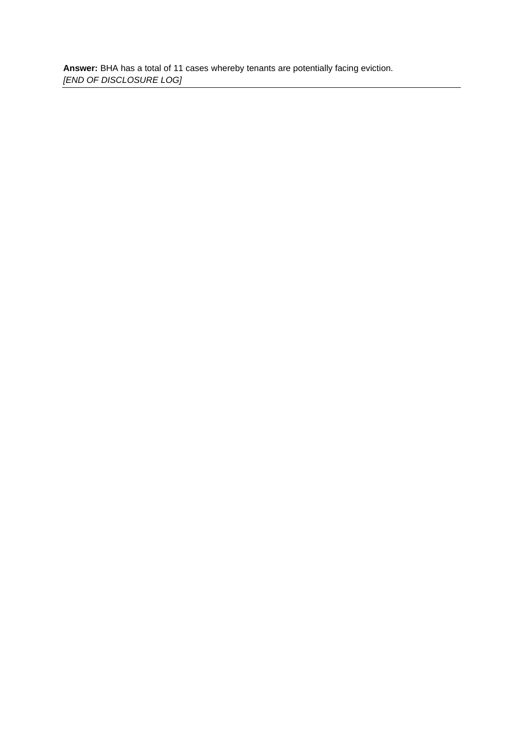**Answer:** BHA has a total of 11 cases whereby tenants are potentially facing eviction.
*[END OF DISCLOSURE LOG]*

---